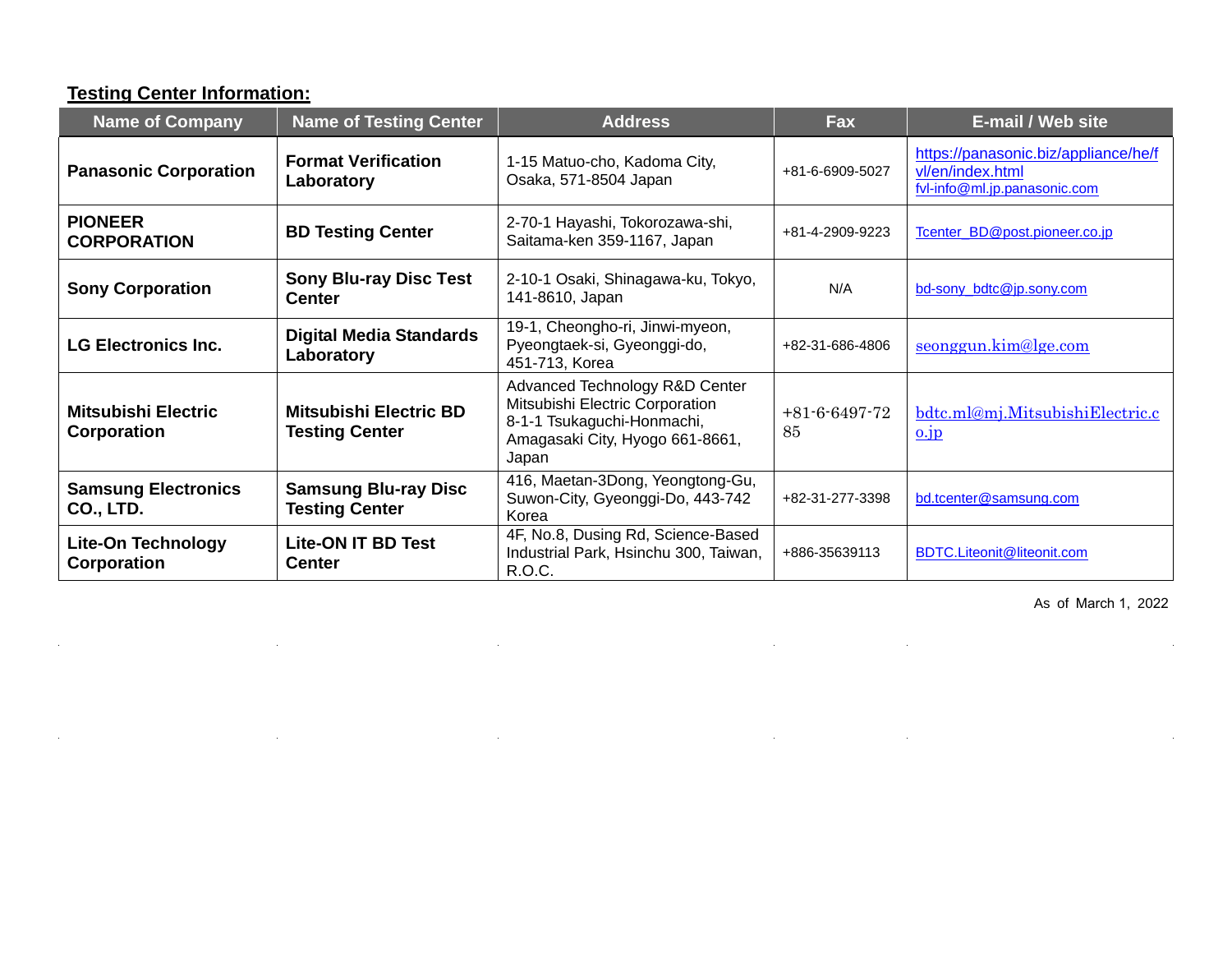**Testing Center Information:**

| Name of Company | Name of Testing Center | Address | Fax | E-mail / Web site |
|---|---|---|---|---|
| **Panasonic Corporation** | **Format Verification Laboratory** | 1-15 Matuo-cho, Kadoma City, Osaka, 571-8504 Japan | +81-6-6909-5027 | https://panasonic.biz/appliance/he/fvl/en/index.html fvl-info@ml.jp.panasonic.com |
| **PIONEER CORPORATION** | **BD Testing Center** | 2-70-1 Hayashi, Tokorozawa-shi, Saitama-ken 359-1167, Japan | +81-4-2909-9223 | Tcenter_BD@post.pioneer.co.jp |
| **Sony Corporation** | **Sony Blu-ray Disc Test Center** | 2-10-1 Osaki, Shinagawa-ku, Tokyo, 141-8610, Japan | N/A | bd-sony_bdtc@jp.sony.com |
| **LG Electronics Inc.** | **Digital Media Standards Laboratory** | 19-1, Cheongho-ri, Jinwi-myeon, Pyeongtaek-si, Gyeonggi-do, 451-713, Korea | +82-31-686-4806 | seonggun.kim@lge.com |
| **Mitsubishi Electric Corporation** | **Mitsubishi Electric BD Testing Center** | Advanced Technology R&D Center Mitsubishi Electric Corporation 8-1-1 Tsukaguchi-Honmachi, Amagasaki City, Hyogo 661-8661, Japan | +81-6-6497-7285 | bdtc.ml@mj.MitsubishiElectric.co.jp |
| **Samsung Electronics CO., LTD.** | **Samsung Blu-ray Disc Testing Center** | 416, Maetan-3Dong, Yeongtong-Gu, Suwon-City, Gyeonggi-Do, 443-742 Korea | +82-31-277-3398 | bd.tcenter@samsung.com |
| **Lite-On Technology Corporation** | **Lite-ON IT BD Test Center** | 4F, No.8, Dusing Rd, Science-Based Industrial Park, Hsinchu 300, Taiwan, R.O.C. | +886-35639113 | BDTC.Liteonit@liteonit.com |

As of March 1, 2022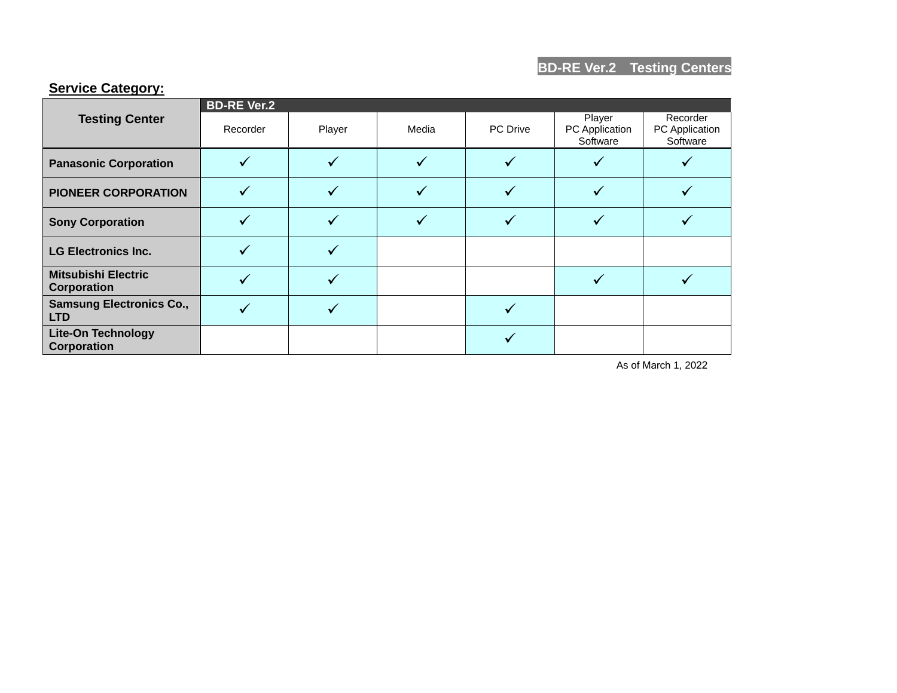## BD-RE Ver.2　Testing Centers

**Service Category:**

| Testing Center | BD-RE Ver.2 | | | | | |
|---|---|---|---|---|---|---|
| | Recorder | Player | Media | PC Drive | Player PC Application Software | Recorder PC Application Software |
| **Panasonic Corporation** | ✓ | ✓ | ✓ | ✓ | ✓ | ✓ |
| **PIONEER CORPORATION** | ✓ | ✓ | ✓ | ✓ | ✓ | ✓ |
| **Sony Corporation** | ✓ | ✓ | ✓ | ✓ | ✓ | ✓ |
| **LG Electronics Inc.** | ✓ | ✓ | | | | |
| **Mitsubishi Electric Corporation** | ✓ | ✓ | | | ✓ | ✓ |
| **Samsung Electronics Co., LTD** | ✓ | ✓ | | ✓ | | |
| **Lite-On Technology Corporation** | | | | ✓ | | |

As of March 1, 2022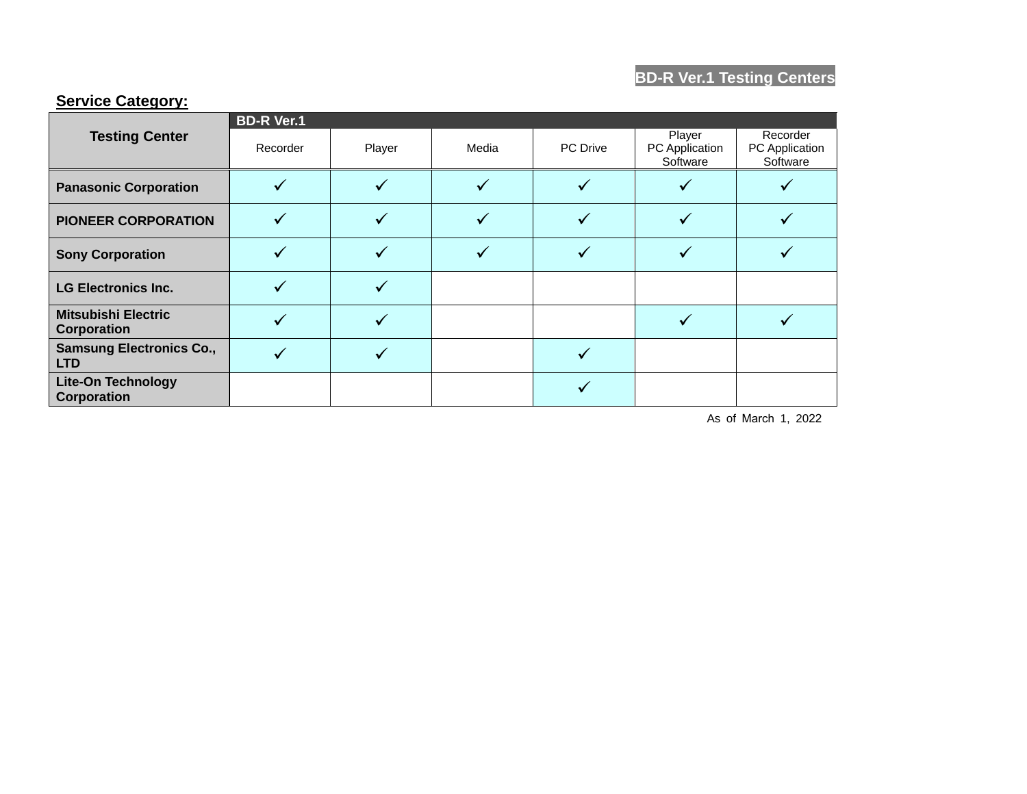BD-R Ver.1 Testing Centers

**Service Category:**

| Testing Center | BD-R Ver.1 | | | | | |
|---|---|---|---|---|---|---|
| | Recorder | Player | Media | PC Drive | Player PC Application Software | Recorder PC Application Software |
| **Panasonic Corporation** | ✓ | ✓ | ✓ | ✓ | ✓ | ✓ |
| **PIONEER CORPORATION** | ✓ | ✓ | ✓ | ✓ | ✓ | ✓ |
| **Sony Corporation** | ✓ | ✓ | ✓ | ✓ | ✓ | ✓ |
| **LG Electronics Inc.** | ✓ | ✓ | | | | |
| **Mitsubishi Electric Corporation** | ✓ | ✓ | | | ✓ | ✓ |
| **Samsung Electronics Co., LTD** | ✓ | ✓ | | ✓ | | |
| **Lite-On Technology Corporation** | | | | ✓ | | |

As of March 1, 2022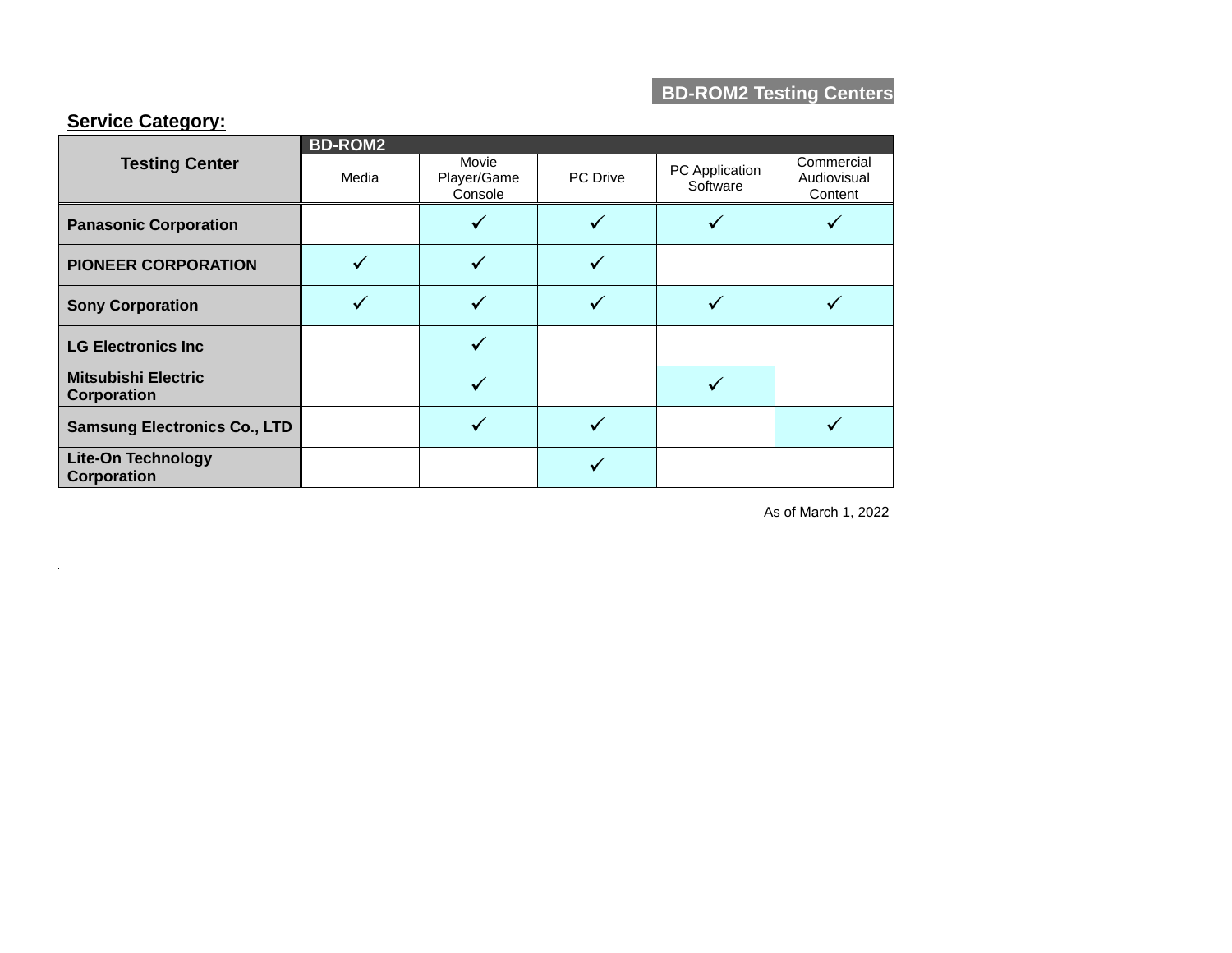## BD-ROM2 Testing Centers

**Service Category:**

| Testing Center | BD-ROM2 | | | | |
|---|---|---|---|---|---|
| | Media | Movie Player/Game Console | PC Drive | PC Application Software | Commercial Audiovisual Content |
| **Panasonic Corporation** | | ✓ | ✓ | ✓ | ✓ |
| **PIONEER CORPORATION** | ✓ | ✓ | ✓ | | |
| **Sony Corporation** | ✓ | ✓ | ✓ | ✓ | ✓ |
| **LG Electronics Inc** | | ✓ | | | |
| **Mitsubishi Electric Corporation** | | ✓ | | ✓ | |
| **Samsung Electronics Co., LTD** | | ✓ | ✓ | | ✓ |
| **Lite-On Technology Corporation** | | | ✓ | | |

As of March 1, 2022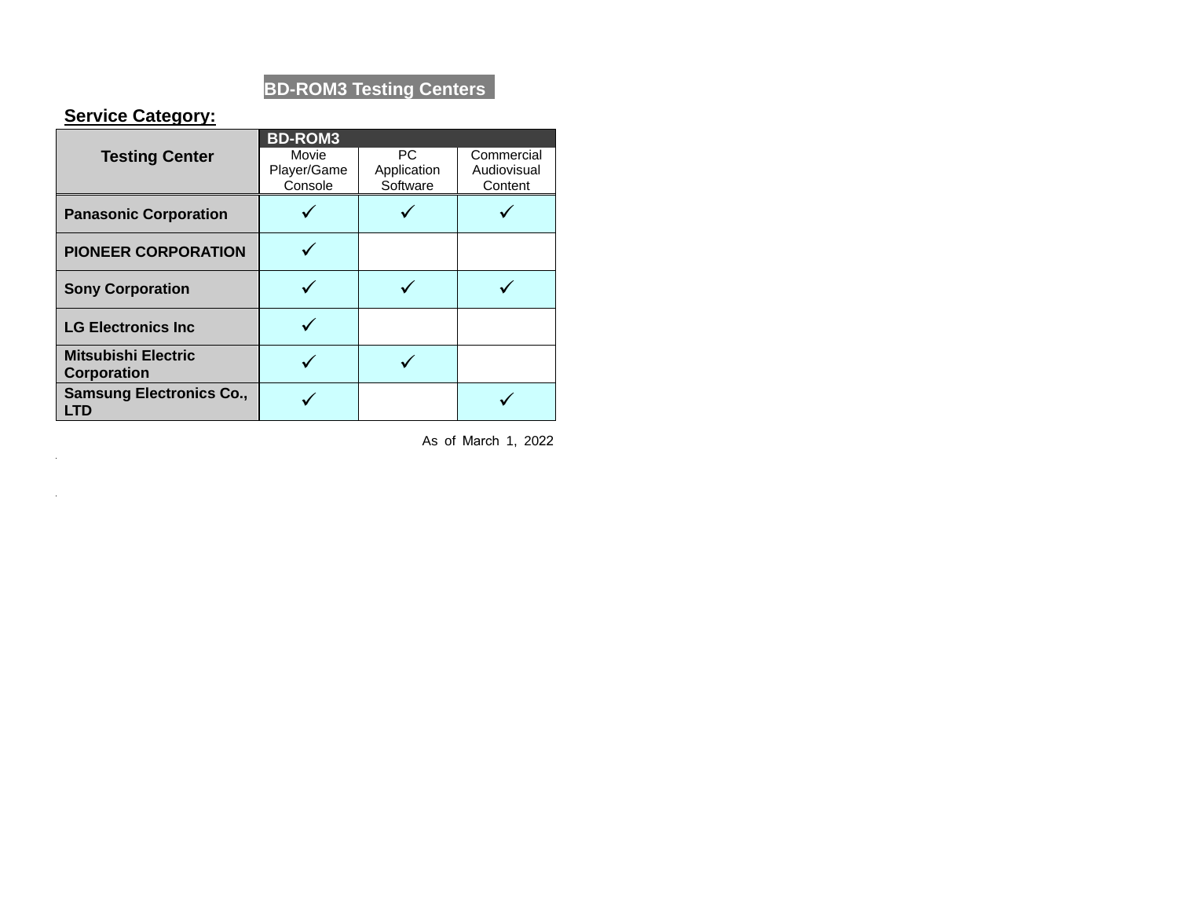# BD-ROM3 Testing Centers

**Service Category:**

| Testing Center | BD-ROM3 | | |
|---|---|---|---|
| | Movie Player/Game Console | PC Application Software | Commercial Audiovisual Content |
| **Panasonic Corporation** | ✓ | ✓ | ✓ |
| **PIONEER CORPORATION** | ✓ | | |
| **Sony Corporation** | ✓ | ✓ | ✓ |
| **LG Electronics Inc** | ✓ | | |
| **Mitsubishi Electric Corporation** | ✓ | ✓ | |
| **Samsung Electronics Co., LTD** | ✓ | | ✓ |

As of March 1, 2022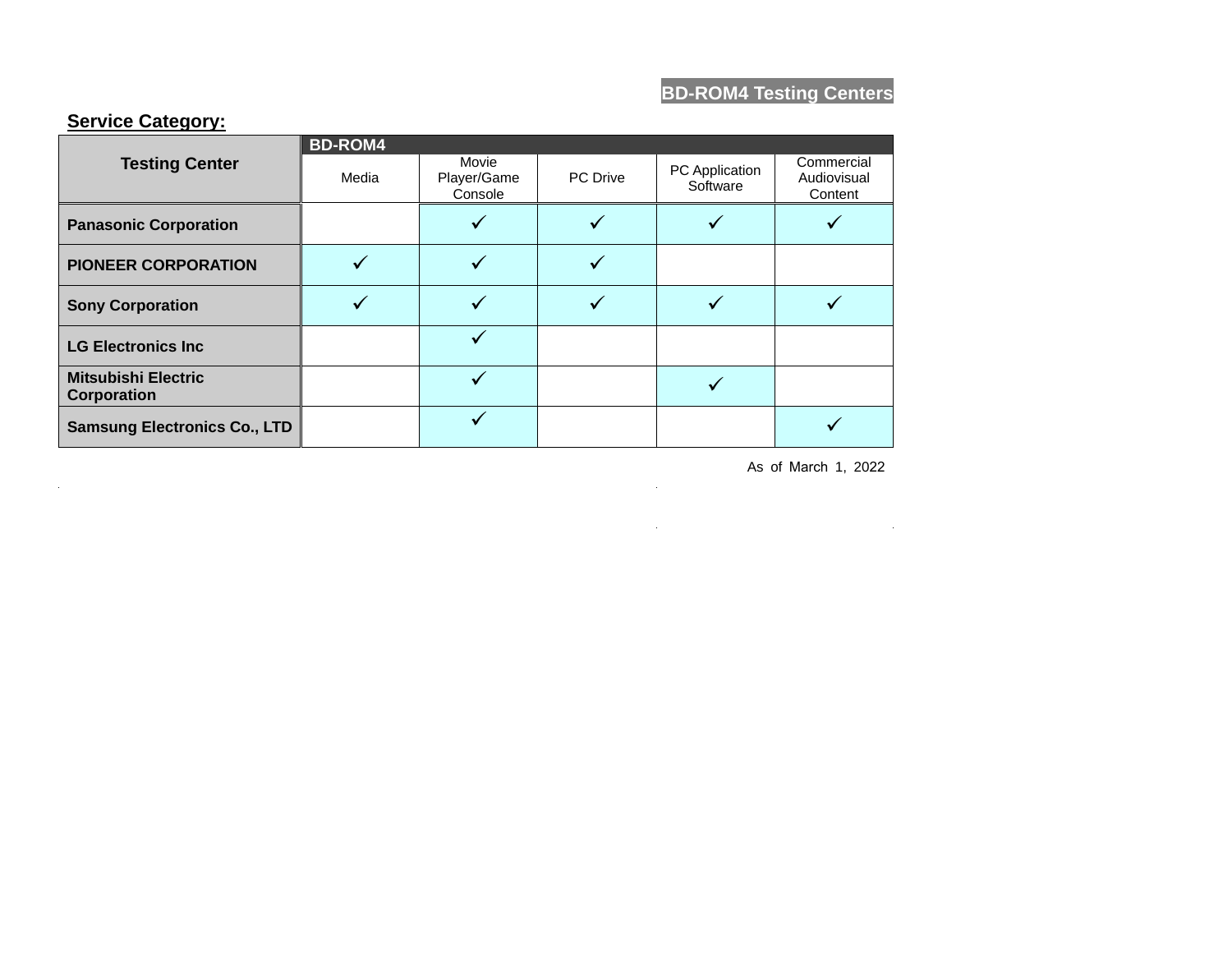**BD-ROM4 Testing Centers**

**Service Category:**

| Testing Center | BD-ROM4 | | | | |
|---|---|---|---|---|---|
| | Media | Movie Player/Game Console | PC Drive | PC Application Software | Commercial Audiovisual Content |
| **Panasonic Corporation** | | ✓ | ✓ | ✓ | ✓ |
| **PIONEER CORPORATION** | ✓ | ✓ | ✓ | | |
| **Sony Corporation** | ✓ | ✓ | ✓ | ✓ | ✓ |
| **LG Electronics Inc** | | ✓ | | | |
| **Mitsubishi Electric Corporation** | | ✓ | | ✓ | |
| **Samsung Electronics Co., LTD** | | ✓ | | | ✓ |

As of March 1, 2022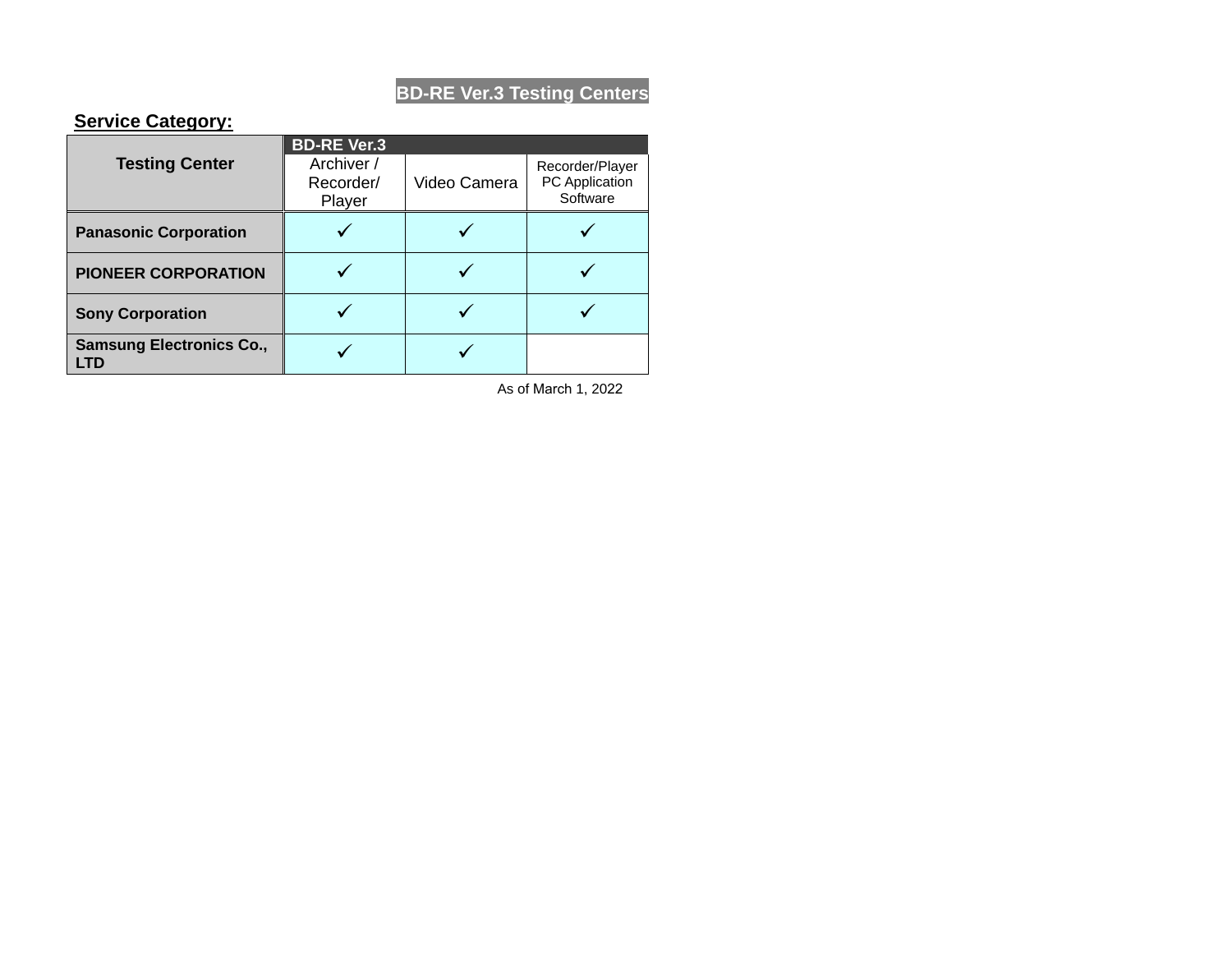# BD-RE Ver.3 Testing Centers

**Service Category:**

| Testing Center | BD-RE Ver.3 | | |
|---|---|---|---|
| | Archiver / Recorder/ Player | Video Camera | Recorder/Player PC Application Software |
| **Panasonic Corporation** | ✓ | ✓ | ✓ |
| **PIONEER CORPORATION** | ✓ | ✓ | ✓ |
| **Sony Corporation** | ✓ | ✓ | ✓ |
| **Samsung Electronics Co., LTD** | ✓ | ✓ | |

As of March 1, 2022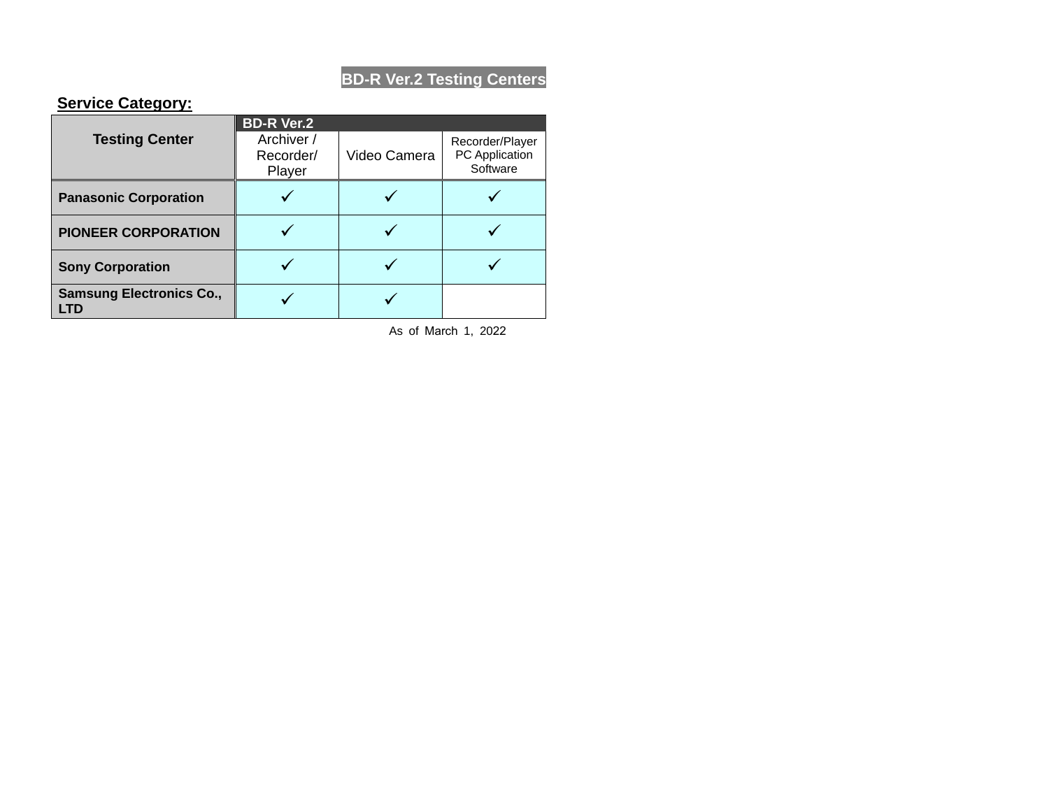# BD-R Ver.2 Testing Centers

**Service Category:**

| Testing Center | BD-R Ver.2 | | |
|---|---|---|---|
| | Archiver / Recorder/ Player | Video Camera | Recorder/Player PC Application Software |
| **Panasonic Corporation** | ✓ | ✓ | ✓ |
| **PIONEER CORPORATION** | ✓ | ✓ | ✓ |
| **Sony Corporation** | ✓ | ✓ | ✓ |
| **Samsung Electronics Co., LTD** | ✓ | ✓ | |

As of March 1, 2022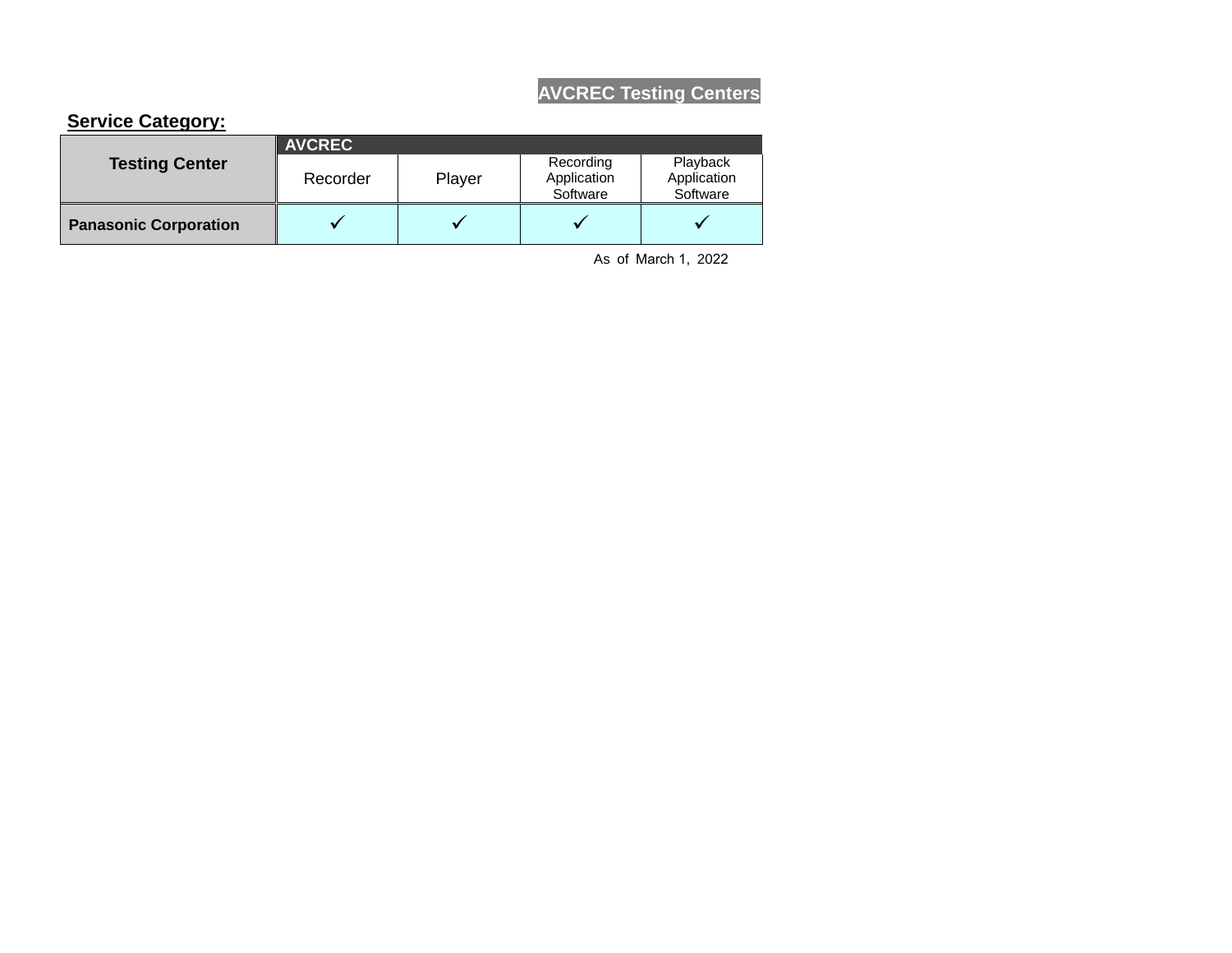# AVCREC Testing Centers

**Service Category:**

| Testing Center | AVCREC | | | |
|---|---|---|---|---|
| | Recorder | Player | Recording Application Software | Playback Application Software |
| **Panasonic Corporation** | ✓ | ✓ | ✓ | ✓ |

As of March 1, 2022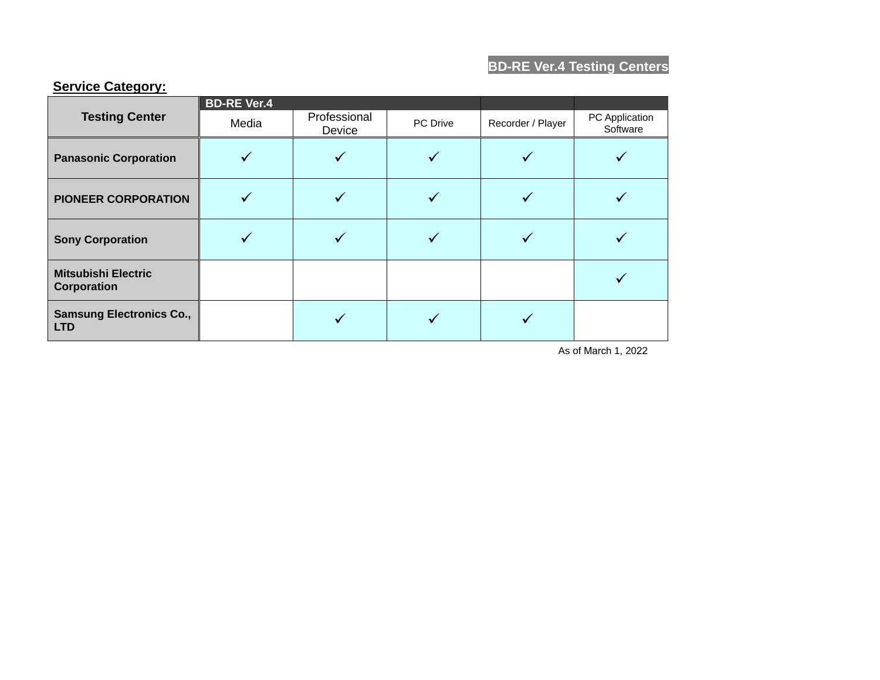**BD-RE Ver.4 Testing Centers**

**Service Category:**

| Testing Center | BD-RE Ver.4 | | | | |
|---|---|---|---|---|---|
| | Media | Professional Device | PC Drive | Recorder / Player | PC Application Software |
| **Panasonic Corporation** | ✓ | ✓ | ✓ | ✓ | ✓ |
| **PIONEER CORPORATION** | ✓ | ✓ | ✓ | ✓ | ✓ |
| **Sony Corporation** | ✓ | ✓ | ✓ | ✓ | ✓ |
| **Mitsubishi Electric Corporation** | | | | | ✓ |
| **Samsung Electronics Co., LTD** | | ✓ | ✓ | ✓ | |

As of March 1, 2022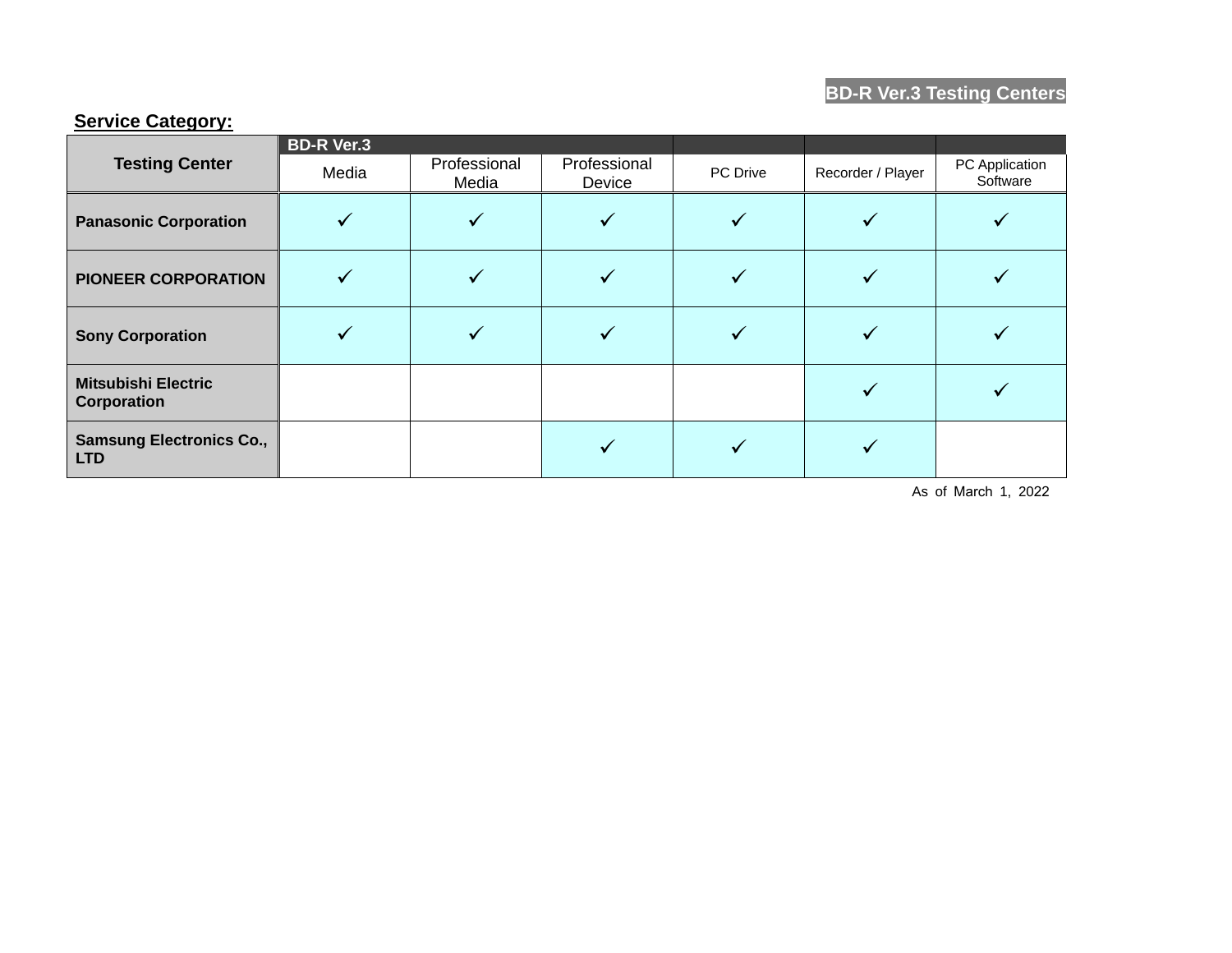BD-R Ver.3 Testing Centers

**Service Category:**

| Testing Center | BD-R Ver.3 | | | | | |
|---|---|---|---|---|---|---|
| | Media | Professional Media | Professional Device | PC Drive | Recorder / Player | PC Application Software |
| **Panasonic Corporation** | ✓ | ✓ | ✓ | ✓ | ✓ | ✓ |
| **PIONEER CORPORATION** | ✓ | ✓ | ✓ | ✓ | ✓ | ✓ |
| **Sony Corporation** | ✓ | ✓ | ✓ | ✓ | ✓ | ✓ |
| **Mitsubishi Electric Corporation** | | | | | ✓ | ✓ |
| **Samsung Electronics Co., LTD** | | | ✓ | ✓ | ✓ | |

As of March 1, 2022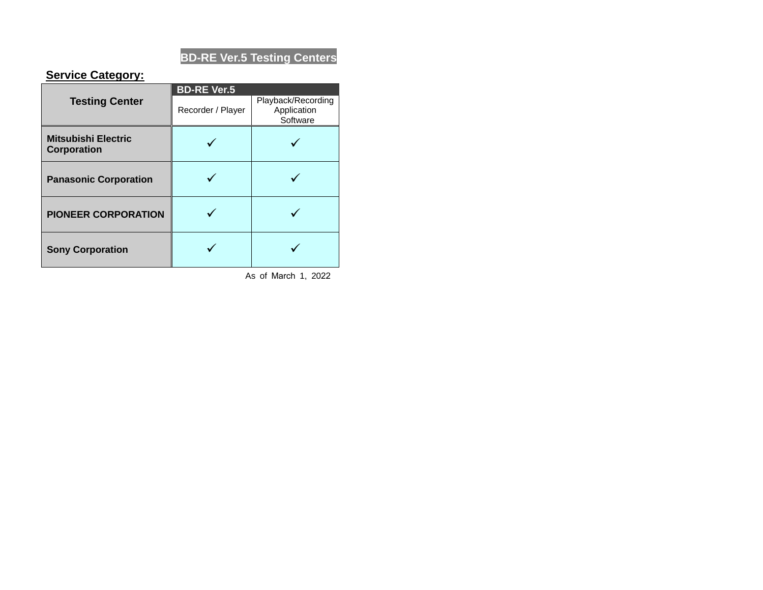## BD-RE Ver.5 Testing Centers

**Service Category:**

| Testing Center | BD-RE Ver.5 | |
|---|---|---|
| | Recorder / Player | Playback/Recording Application Software |
| **Mitsubishi Electric Corporation** | ✓ | ✓ |
| **Panasonic Corporation** | ✓ | ✓ |
| **PIONEER CORPORATION** | ✓ | ✓ |
| **Sony Corporation** | ✓ | ✓ |

As of March 1, 2022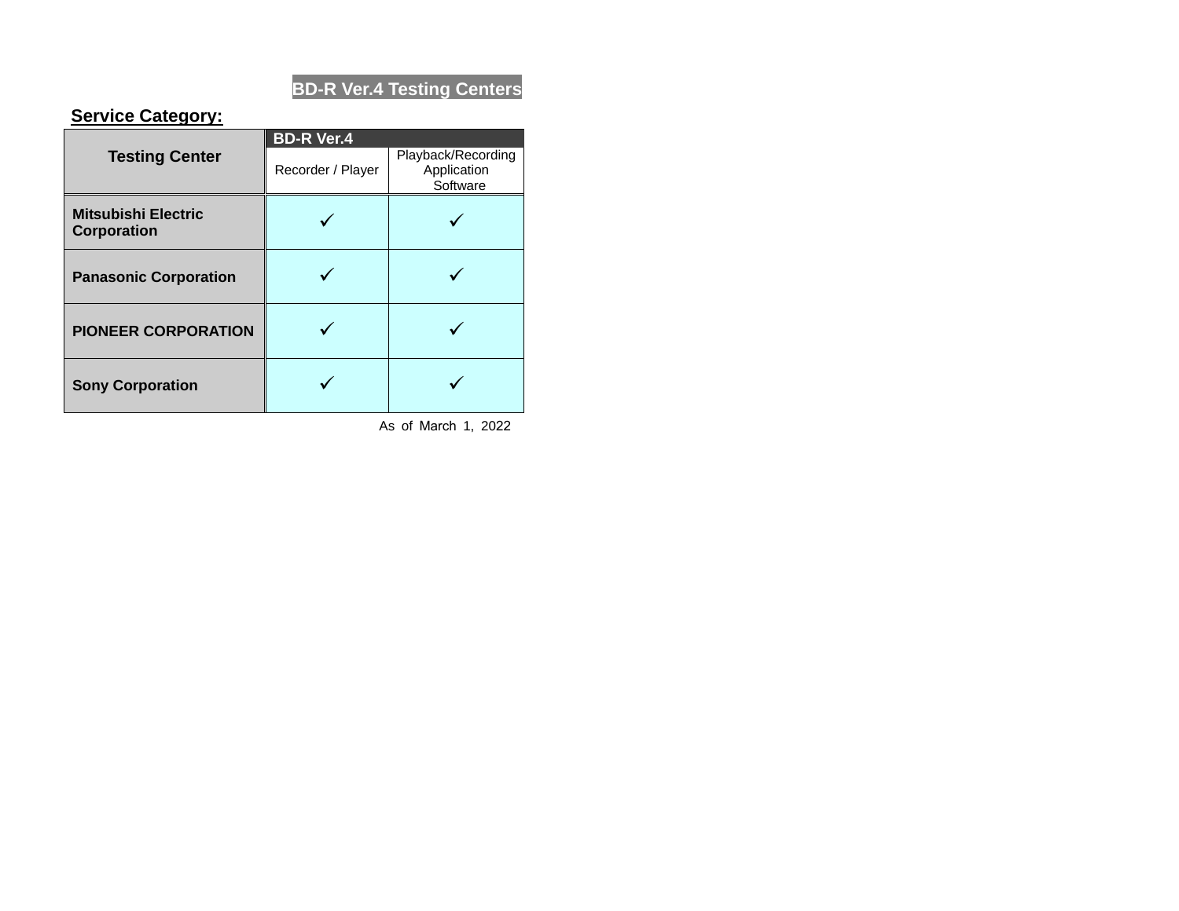# BD-R Ver.4 Testing Centers

**Service Category:**

| Testing Center | BD-R Ver.4 | |
|---|---|---|
| | Recorder / Player | Playback/Recording Application Software |
| **Mitsubishi Electric Corporation** | ✓ | ✓ |
| **Panasonic Corporation** | ✓ | ✓ |
| **PIONEER CORPORATION** | ✓ | ✓ |
| **Sony Corporation** | ✓ | ✓ |

As of March 1, 2022